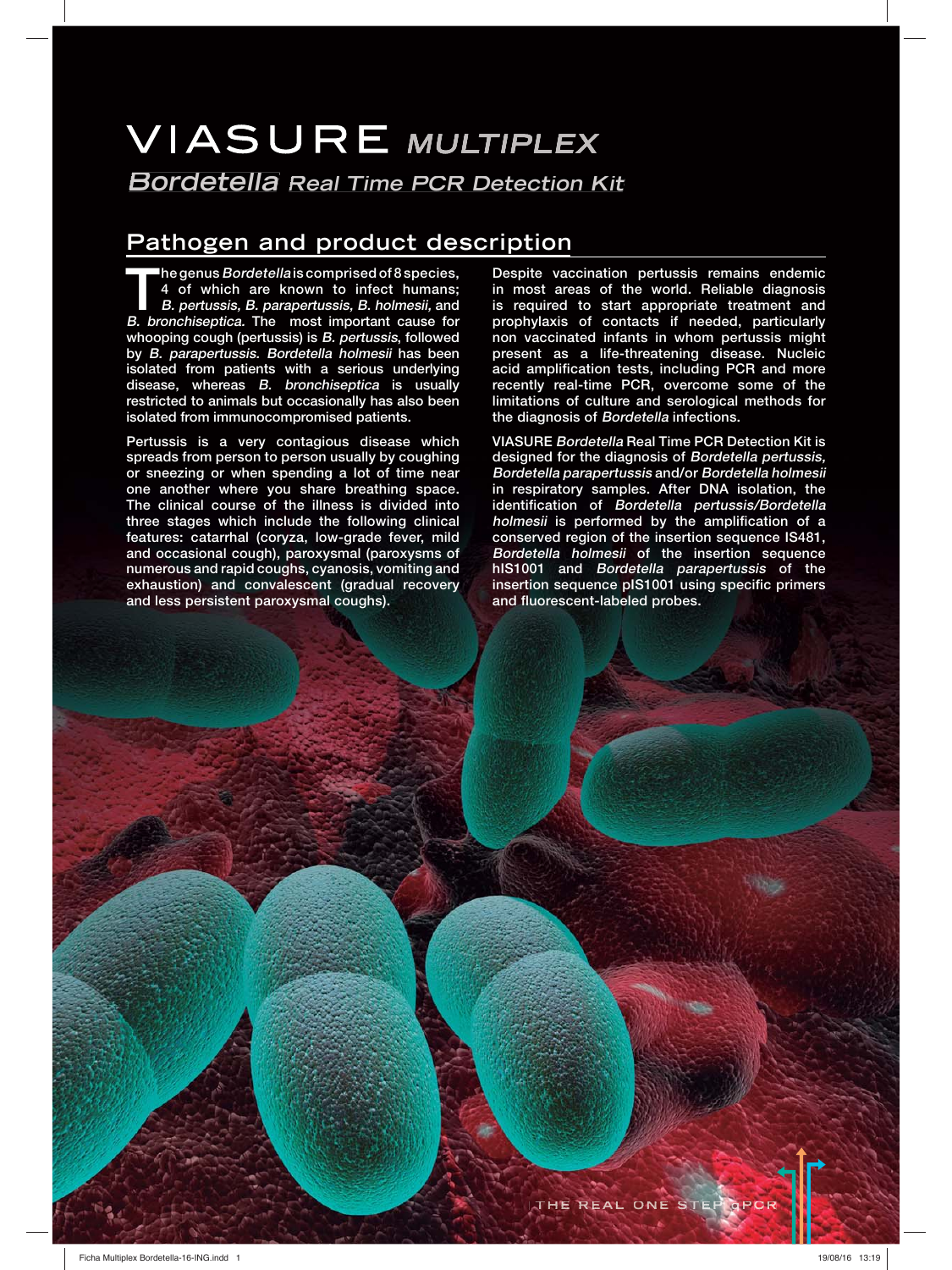# VIASURE *MULTIPLEX*

## *Bordetella* *Real Time PCR Detection Kit*

## Pathogen and product description

The genus *Bordetella* is comprised of 8 species, 4 of which are known to infect humans; *B. pertussis, B. parapertussis, B. holmesii,* and *B. bronchiseptica.* The most important cause for whooping cough (pertussis) is *B. pertussis*, followed by *B. parapertussis*. *Bordetella holmesii* has been isolated from patients with a serious underlying disease, whereas *B. bronchiseptica* is usually restricted to animals but occasionally has also been isolated from immunocompromised patients.

Pertussis is a very contagious disease which spreads from person to person usually by coughing or sneezing or when spending a lot of time near one another where you share breathing space. The clinical course of the illness is divided into three stages which include the following clinical features: catarrhal (coryza, low-grade fever, mild and occasional cough), paroxysmal (paroxysms of numerous and rapid coughs, cyanosis, vomiting and exhaustion) and convalescent (gradual recovery and less persistent paroxysmal coughs).

Despite vaccination pertussis remains endemic in most areas of the world. Reliable diagnosis is required to start appropriate treatment and prophylaxis of contacts if needed, particularly non vaccinated infants in whom pertussis might present as a life-threatening disease. Nucleic acid amplification tests, including PCR and more recently real-time PCR, overcome some of the limitations of culture and serological methods for the diagnosis of *Bordetella* infections.

VIASURE *Bordetella* Real Time PCR Detection Kit is designed for the diagnosis of *Bordetella pertussis, Bordetella parapertussis* and/or *Bordetella holmesii* in respiratory samples. After DNA isolation, the identification of *Bordetella pertussis/Bordetella holmesii* is performed by the amplification of a conserved region of the insertion sequence IS481, *Bordetella holmesii* of the insertion sequence hIS1001 and *Bordetella parapertussis* of the insertion sequence pIS1001 using specific primers and fluorescent-labeled probes.

THE REAL ONE STEP qPCR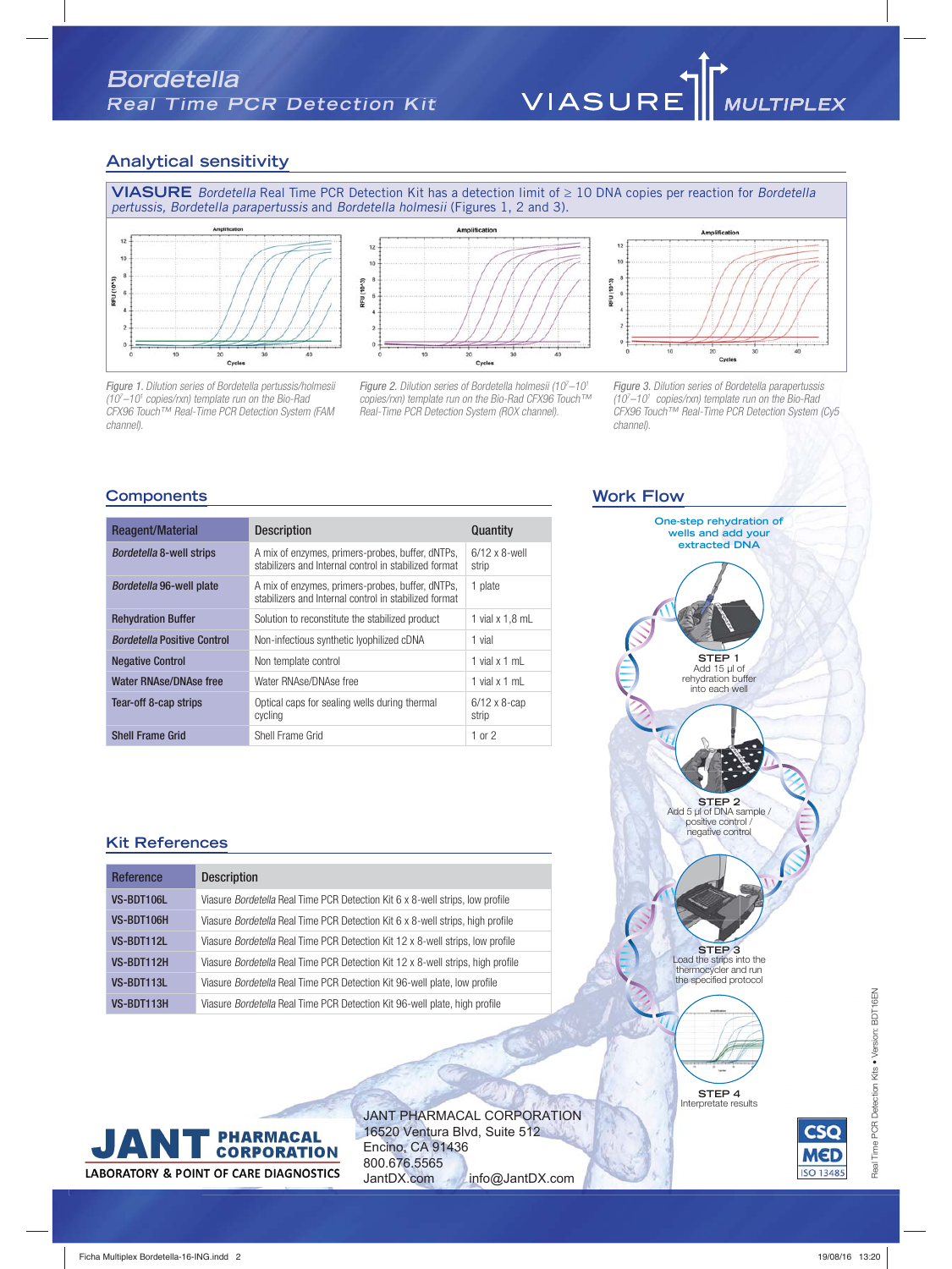## Analytical sensitivity

**VIASURE** *Bordetella* Real Time PCR Detection Kit has a detection limit of ≥ 10 DNA copies per reaction for *Bordetella pertussis, Bordetella parapertussis* and *Bordetella holmesii* (Figures 1, 2 and 3).

Amplification
RFU (10^3)
Cycles

*Figure 1. Dilution series of Bordetella pertussis/holmesii ($10^7$–$10^1$ copies/rxn) template run on the Bio-Rad CFX96 Touch™ Real-Time PCR Detection System (FAM channel).*

Amplification
RFU (10^3)
Cycles

*Figure 2. Dilution series of Bordetella holmesii ($10^7$–$10^1$ copies/rxn) template run on the Bio-Rad CFX96 Touch™ Real-Time PCR Detection System (ROX channel).*

Amplification
RFU (10^3)
Cycles

*Figure 3. Dilution series of Bordetella parapertussis ($10^7$–$10^1$ copies/rxn) template run on the Bio-Rad CFX96 Touch™ Real-Time PCR Detection System (Cy5 channel).*

## Components

| Reagent/Material | Description | Quantity |
|---|---|---|
| *Bordetella* 8-well strips | A mix of enzymes, primers-probes, buffer, dNTPs, stabilizers and Internal control in stabilized format | 6/12 x 8-well strip |
| *Bordetella* 96-well plate | A mix of enzymes, primers-probes, buffer, dNTPs, stabilizers and Internal control in stabilized format | 1 plate |
| Rehydration Buffer | Solution to reconstitute the stabilized product | 1 vial x 1,8 mL |
| *Bordetella* Positive Control | Non-infectious synthetic lyophilized cDNA | 1 vial |
| Negative Control | Non template control | 1 vial x 1 mL |
| Water RNAse/DNAse free | Water RNAse/DNAse free | 1 vial x 1 mL |
| Tear-off 8-cap strips | Optical caps for sealing wells during thermal cycling | 6/12 x 8-cap strip |
| Shell Frame Grid | Shell Frame Grid | 1 or 2 |

## Kit References

| Reference | Description |
|---|---|
| VS-BDT106L | Viasure *Bordetella* Real Time PCR Detection Kit 6 x 8-well strips, low profile |
| VS-BDT106H | Viasure *Bordetella* Real Time PCR Detection Kit 6 x 8-well strips, high profile |
| VS-BDT112L | Viasure *Bordetella* Real Time PCR Detection Kit 12 x 8-well strips, low profile |
| VS-BDT112H | Viasure *Bordetella* Real Time PCR Detection Kit 12 x 8-well strips, high profile |
| VS-BDT113L | Viasure *Bordetella* Real Time PCR Detection Kit 96-well plate, low profile |
| VS-BDT113H | Viasure *Bordetella* Real Time PCR Detection Kit 96-well plate, high profile |

## Work Flow

One-step rehydration of wells and add your extracted DNA

**STEP 1**
Add 15 µl of rehydration buffer into each well

**STEP 2**
Add 5 µl of DNA sample / positive control / negative control

**STEP 3**
Load the strips into the thermocycler and run the specified protocol

**STEP 4**
Interpretate results

JANT PHARMACAL CORPORATION
LABORATORY & POINT OF CARE DIAGNOSTICS

JANT PHARMACAL CORPORATION
16520 Ventura Blvd, Suite 512
Encino, CA 91436
800.676.5565
JantDX.com info@JantDX.com

CSQ MED ISO 13485

Real Time PCR Detection Kits • Version: BDT16EN